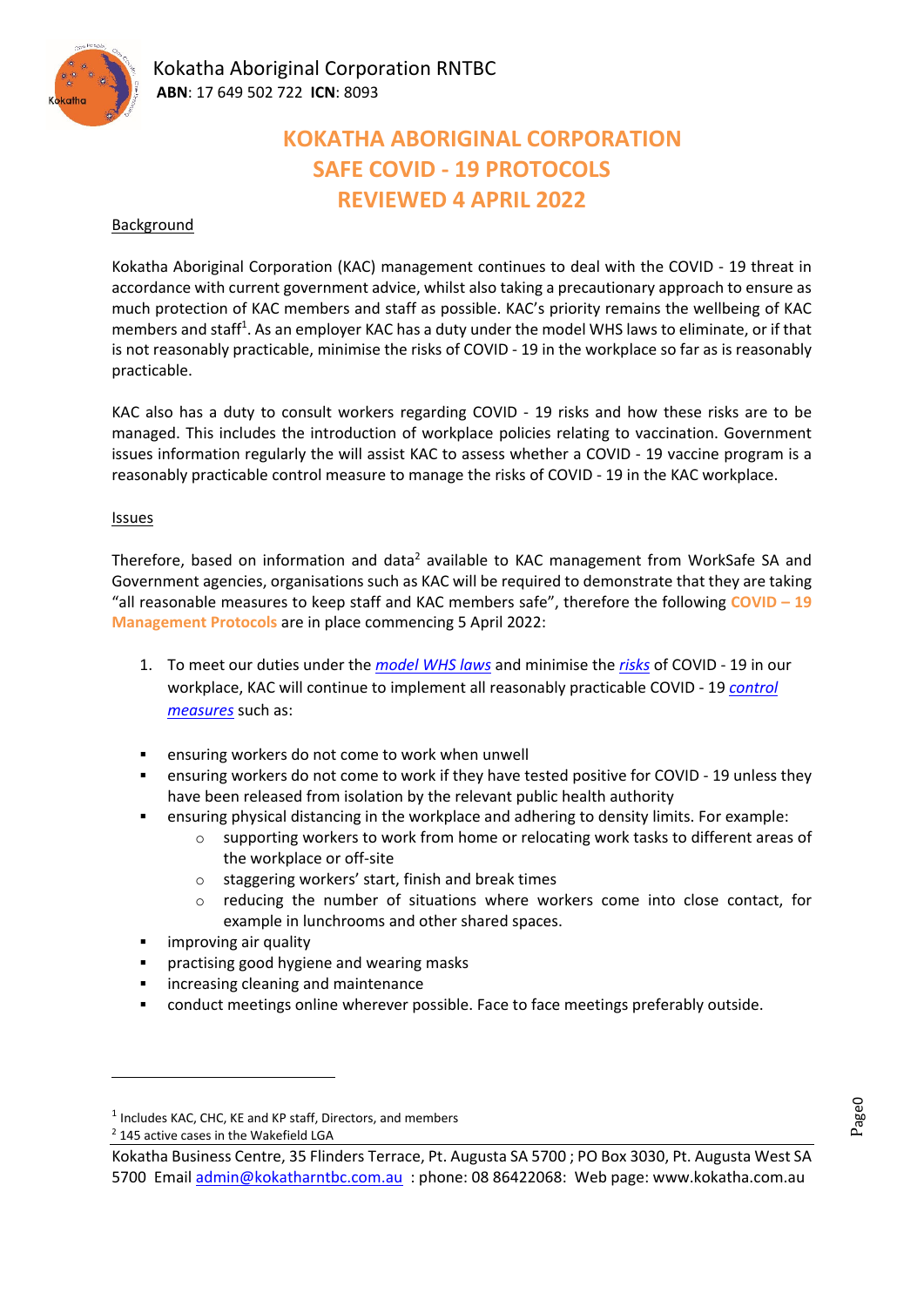Kokatha Aboriginal Corporation RNTBC
**ABN**: 17 649 502 722 **ICN**: 8093

# KOKATHA ABORIGINAL CORPORATION
# SAFE COVID - 19 PROTOCOLS
# REVIEWED 4 APRIL 2022

## Background

Kokatha Aboriginal Corporation (KAC) management continues to deal with the COVID - 19 threat in accordance with current government advice, whilst also taking a precautionary approach to ensure as much protection of KAC members and staff as possible. KAC's priority remains the wellbeing of KAC members and staff[1]. As an employer KAC has a duty under the model WHS laws to eliminate, or if that is not reasonably practicable, minimise the risks of COVID - 19 in the workplace so far as is reasonably practicable.

KAC also has a duty to consult workers regarding COVID - 19 risks and how these risks are to be managed. This includes the introduction of workplace policies relating to vaccination. Government issues information regularly the will assist KAC to assess whether a COVID - 19 vaccine program is a reasonably practicable control measure to manage the risks of COVID - 19 in the KAC workplace.

## Issues

Therefore, based on information and data[2] available to KAC management from WorkSafe SA and Government agencies, organisations such as KAC will be required to demonstrate that they are taking "all reasonable measures to keep staff and KAC members safe", therefore the following **COVID – 19 Management Protocols** are in place commencing 5 April 2022:

1. To meet our duties under the *model WHS laws* and minimise the *risks* of COVID - 19 in our workplace, KAC will continue to implement all reasonably practicable COVID - 19 *control measures* such as:

- ensuring workers do not come to work when unwell
- ensuring workers do not come to work if they have tested positive for COVID - 19 unless they have been released from isolation by the relevant public health authority
- ensuring physical distancing in the workplace and adhering to density limits. For example:
  - supporting workers to work from home or relocating work tasks to different areas of the workplace or off-site
  - staggering workers' start, finish and break times
  - reducing the number of situations where workers come into close contact, for example in lunchrooms and other shared spaces.
- improving air quality
- practising good hygiene and wearing masks
- increasing cleaning and maintenance
- conduct meetings online wherever possible. Face to face meetings preferably outside.

---

[1] Includes KAC, CHC, KE and KP staff, Directors, and members

[2] 145 active cases in the Wakefield LGA

Kokatha Business Centre, 35 Flinders Terrace, Pt. Augusta SA 5700 ; PO Box 3030, Pt. Augusta West SA 5700 Email admin@kokatharntbc.com.au : phone: 08 86422068: Web page: www.kokatha.com.au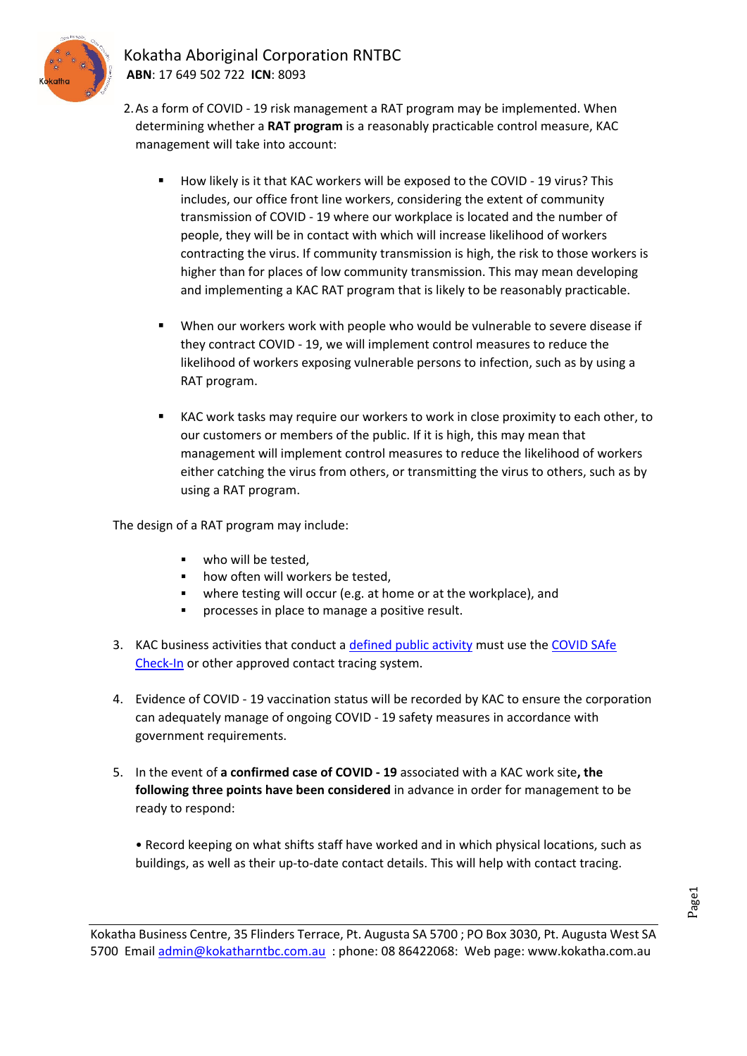2. As a form of COVID - 19 risk management a RAT program may be implemented. When determining whether a **RAT program** is a reasonably practicable control measure, KAC management will take into account:

   - How likely is it that KAC workers will be exposed to the COVID - 19 virus? This includes, our office front line workers, considering the extent of community transmission of COVID - 19 where our workplace is located and the number of people, they will be in contact with which will increase likelihood of workers contracting the virus. If community transmission is high, the risk to those workers is higher than for places of low community transmission. This may mean developing and implementing a KAC RAT program that is likely to be reasonably practicable.

   - When our workers work with people who would be vulnerable to severe disease if they contract COVID - 19, we will implement control measures to reduce the likelihood of workers exposing vulnerable persons to infection, such as by using a RAT program.

   - KAC work tasks may require our workers to work in close proximity to each other, to our customers or members of the public. If it is high, this may mean that management will implement control measures to reduce the likelihood of workers either catching the virus from others, or transmitting the virus to others, such as by using a RAT program.

The design of a RAT program may include:

- who will be tested,
- how often will workers be tested,
- where testing will occur (e.g. at home or at the workplace), and
- processes in place to manage a positive result.

3. KAC business activities that conduct a defined public activity must use the COVID SAfe Check-In or other approved contact tracing system.

4. Evidence of COVID - 19 vaccination status will be recorded by KAC to ensure the corporation can adequately manage of ongoing COVID - 19 safety measures in accordance with government requirements.

5. In the event of **a confirmed case of COVID - 19** associated with a KAC work site**, the following three points have been considered** in advance in order for management to be ready to respond:

   • Record keeping on what shifts staff have worked and in which physical locations, such as buildings, as well as their up-to-date contact details. This will help with contact tracing.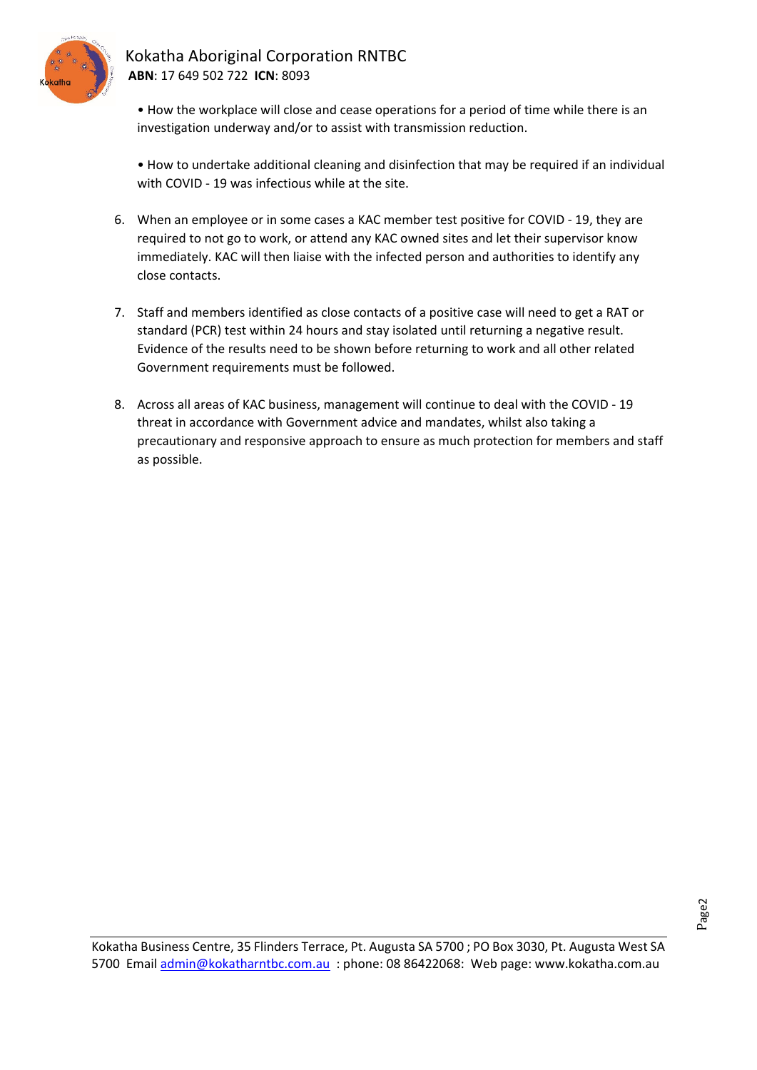- How the workplace will close and cease operations for a period of time while there is an investigation underway and/or to assist with transmission reduction.

- How to undertake additional cleaning and disinfection that may be required if an individual with COVID - 19 was infectious while at the site.

6. When an employee or in some cases a KAC member test positive for COVID - 19, they are required to not go to work, or attend any KAC owned sites and let their supervisor know immediately. KAC will then liaise with the infected person and authorities to identify any close contacts.

7. Staff and members identified as close contacts of a positive case will need to get a RAT or standard (PCR) test within 24 hours and stay isolated until returning a negative result. Evidence of the results need to be shown before returning to work and all other related Government requirements must be followed.

8. Across all areas of KAC business, management will continue to deal with the COVID - 19 threat in accordance with Government advice and mandates, whilst also taking a precautionary and responsive approach to ensure as much protection for members and staff as possible.